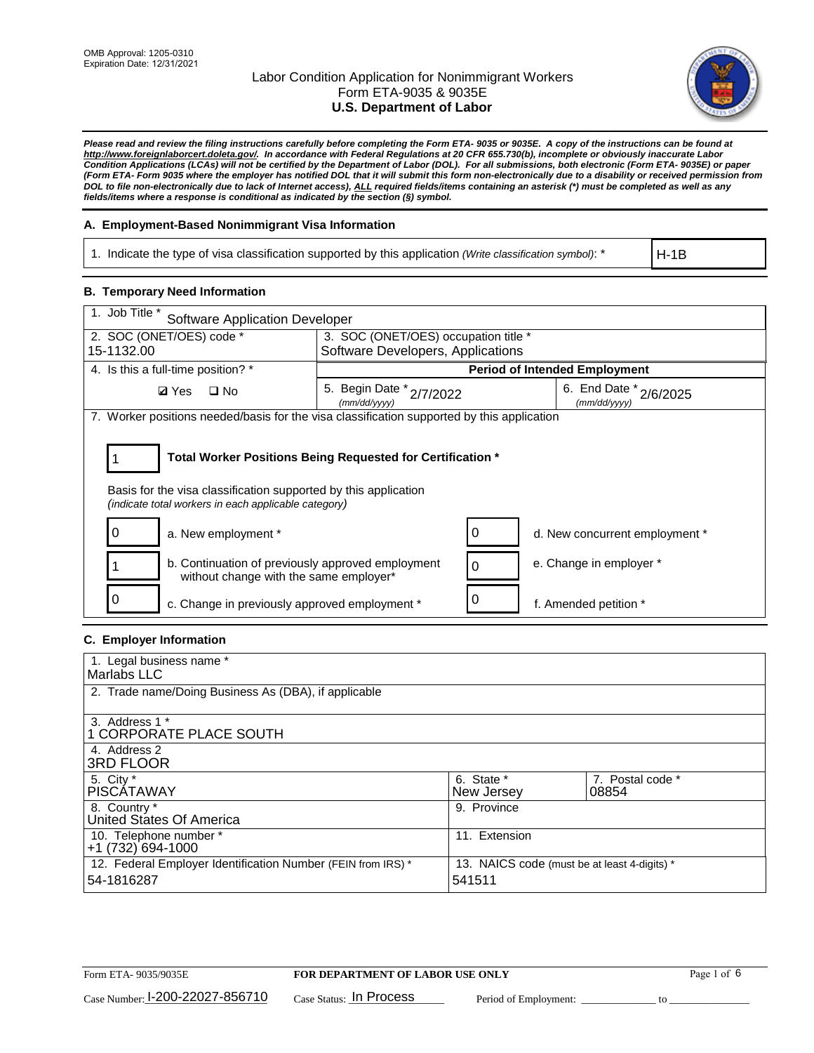OMB Approval: 1205-0310
Expiration Date: 12/31/2021

# Labor Condition Application for Nonimmigrant Workers
## Form ETA-9035 & 9035E
## U.S. Department of Labor

***Please read and review the filing instructions carefully before completing the Form ETA- 9035 or 9035E. A copy of the instructions can be found at http://www.foreignlaborcert.doleta.gov/. In accordance with Federal Regulations at 20 CFR 655.730(b), incomplete or obviously inaccurate Labor Condition Applications (LCAs) will not be certified by the Department of Labor (DOL). For all submissions, both electronic (Form ETA- 9035E) or paper (Form ETA- Form 9035 where the employer has notified DOL that it will submit this form non-electronically due to a disability or received permission from DOL to file non-electronically due to lack of Internet access), ALL required fields/items containing an asterisk (*) must be completed as well as any fields/items where a response is conditional as indicated by the section (§) symbol.***

### A. Employment-Based Nonimmigrant Visa Information

| 1. Indicate the type of visa classification supported by this application *(Write classification symbol)*: * | H-1B |
|---|---|

### B. Temporary Need Information

| 1. Job Title * Software Application Developer | | |
|---|---|---|
| 2. SOC (ONET/OES) code * 15-1132.00 | 3. SOC (ONET/OES) occupation title * Software Developers, Applications | |
| 4. Is this a full-time position? * | **Period of Intended Employment** | |
| ☑ Yes ☐ No | 5. Begin Date * *(mm/dd/yyyy)* 2/7/2022 | 6. End Date * *(mm/dd/yyyy)* 2/6/2025 |

7. Worker positions needed/basis for the visa classification supported by this application

**1 — Total Worker Positions Being Requested for Certification ***

Basis for the visa classification supported by this application
*(indicate total workers in each applicable category)*

| | | | |
|---|---|---|---|
| 0 | a. New employment * | 0 | d. New concurrent employment * |
| 1 | b. Continuation of previously approved employment without change with the same employer* | 0 | e. Change in employer * |
| 0 | c. Change in previously approved employment * | 0 | f. Amended petition * |

### C. Employer Information

| 1. Legal business name * Marlabs LLC | | |
|---|---|---|
| 2. Trade name/Doing Business As (DBA), if applicable | | |
| 3. Address 1 * 1 CORPORATE PLACE SOUTH | | |
| 4. Address 2 3RD FLOOR | | |
| 5. City * PISCATAWAY | 6. State * New Jersey | 7. Postal code * 08854 |
| 8. Country * United States Of America | 9. Province | |
| 10. Telephone number * +1 (732) 694-1000 | 11. Extension | |
| 12. Federal Employer Identification Number (FEIN from IRS) * 54-1816287 | 13. NAICS code (must be at least 4-digits) * 541511 | |

Form ETA- 9035/9035E — **FOR DEPARTMENT OF LABOR USE ONLY**

Case Number: I-200-22027-856710 Case Status: In Process Period of Employment: _____________ to _____________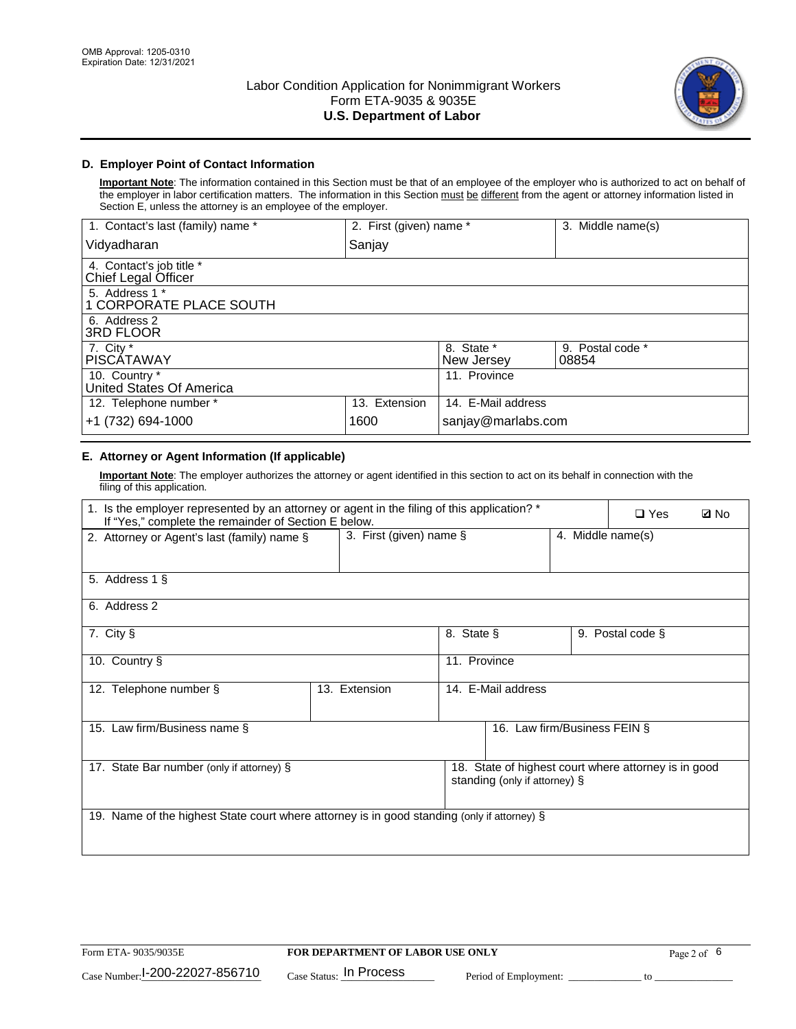### D. Employer Point of Contact Information

**Important Note**: The information contained in this Section must be that of an employee of the employer who is authorized to act on behalf of the employer in labor certification matters. The information in this Section must be different from the agent or attorney information listed in Section E, unless the attorney is an employee of the employer.

| 1. Contact's last (family) name * | 2. First (given) name * | 3. Middle name(s) |
|---|---|---|
| Vidyadharan | Sanjay | |

| 4. Contact's job title * |
|---|
| Chief Legal Officer |

| 5. Address 1 * |
|---|
| 1 CORPORATE PLACE SOUTH |

| 6. Address 2 |
|---|
| 3RD FLOOR |

| 7. City * | 8. State * | 9. Postal code * |
|---|---|---|
| PISCATAWAY | New Jersey | 08854 |

| 10. Country * | 11. Province |
|---|---|
| United States Of America | |

| 12. Telephone number * | 13. Extension | 14. E-Mail address |
|---|---|---|
| +1 (732) 694-1000 | 1600 | sanjay@marlabs.com |

### E. Attorney or Agent Information (If applicable)

**Important Note**: The employer authorizes the attorney or agent identified in this section to act on its behalf in connection with the filing of this application.

| 1. Is the employer represented by an attorney or agent in the filing of this application? * If "Yes," complete the remainder of Section E below. | ☐ Yes | ☑ No |
|---|---|---|

| 2. Attorney or Agent's last (family) name § | 3. First (given) name § | 4. Middle name(s) |
|---|---|---|
| | | |

| 5. Address 1 § |
|---|
| |

| 6. Address 2 |
|---|
| |

| 7. City § | 8. State § | 9. Postal code § |
|---|---|---|
| | | |

| 10. Country § | 11. Province |
|---|---|
| | |

| 12. Telephone number § | 13. Extension | 14. E-Mail address |
|---|---|---|
| | | |

| 15. Law firm/Business name § | 16. Law firm/Business FEIN § |
|---|---|
| | |

| 17. State Bar number (only if attorney) § | 18. State of highest court where attorney is in good standing (only if attorney) § |
|---|---|
| | |

| 19. Name of the highest State court where attorney is in good standing (only if attorney) § |
|---|
| |

Form ETA- 9035/9035E — FOR DEPARTMENT OF LABOR USE ONLY

Case Number: I-200-22027-856710 Case Status: In Process Period of Employment: _____________ to _______________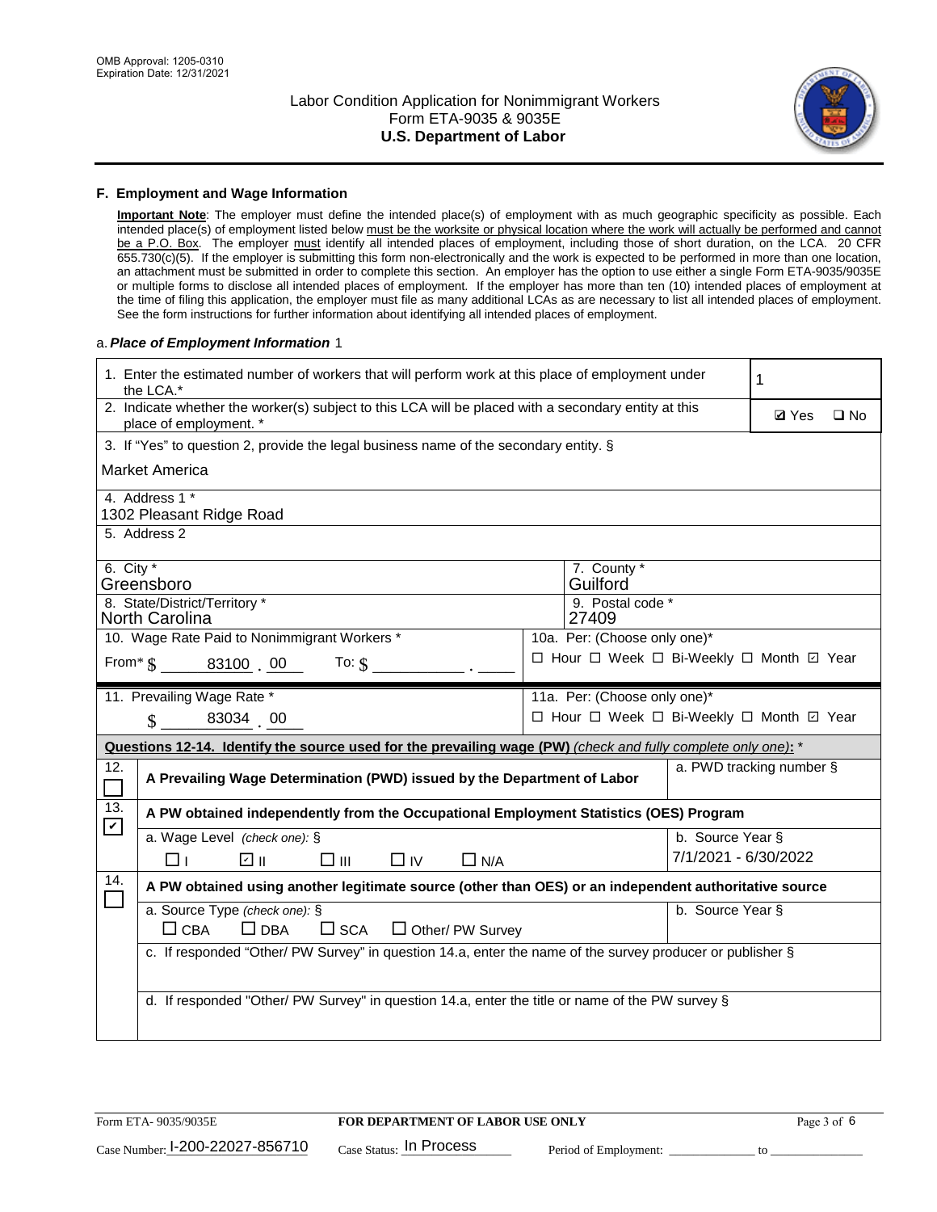OMB Approval: 1205-0310
Expiration Date: 12/31/2021

# Labor Condition Application for Nonimmigrant Workers
## Form ETA-9035 & 9035E
## U.S. Department of Labor

### F. Employment and Wage Information

**Important Note**: The employer must define the intended place(s) of employment with as much geographic specificity as possible. Each intended place(s) of employment listed below must be the worksite or physical location where the work will actually be performed and cannot be a P.O. Box. The employer must identify all intended places of employment, including those of short duration, on the LCA. 20 CFR 655.730(c)(5). If the employer is submitting this form non-electronically and the work is expected to be performed in more than one location, an attachment must be submitted in order to complete this section. An employer has the option to use either a single Form ETA-9035/9035E or multiple forms to disclose all intended places of employment. If the employer has more than ten (10) intended places of employment at the time of filing this application, the employer must file as many additional LCAs as are necessary to list all intended places of employment. See the form instructions for further information about identifying all intended places of employment.

a. ***Place of Employment Information*** 1

| | |
|---|---|
| 1. Enter the estimated number of workers that will perform work at this place of employment under the LCA.* | 1 |
| 2. Indicate whether the worker(s) subject to this LCA will be placed with a secondary entity at this place of employment. * | ☑ Yes ☐ No |
| 3. If "Yes" to question 2, provide the legal business name of the secondary entity. § Market America | |
| 4. Address 1 * 1302 Pleasant Ridge Road | |
| 5. Address 2 | |
| 6. City * Greensboro | 7. County * Guilford |
| 8. State/District/Territory * North Carolina | 9. Postal code * 27409 |
| 10. Wage Rate Paid to Nonimmigrant Workers * From* $ 83100 . 00 To: $ _____ . ___ | 10a. Per: (Choose only one)* ☐ Hour ☐ Week ☐ Bi-Weekly ☐ Month ☑ Year |
| 11. Prevailing Wage Rate * $ 83034 . 00 | 11a. Per: (Choose only one)* ☐ Hour ☐ Week ☐ Bi-Weekly ☐ Month ☑ Year |

**Questions 12-14. Identify the source used for the prevailing wage (PW)** *(check and fully complete only one)*: *

| | | |
|---|---|---|
| 12. ☐ | **A Prevailing Wage Determination (PWD) issued by the Department of Labor** | a. PWD tracking number § |
| 13. ☑ | **A PW obtained independently from the Occupational Employment Statistics (OES) Program** | |
| | a. Wage Level *(check one):* § ☐ I ☑ II ☐ III ☐ IV ☐ N/A | b. Source Year § 7/1/2021 - 6/30/2022 |
| 14. ☐ | **A PW obtained using another legitimate source (other than OES) or an independent authoritative source** | |
| | a. Source Type *(check one):* § ☐ CBA ☐ DBA ☐ SCA ☐ Other/ PW Survey | b. Source Year § |
| | c. If responded "Other/ PW Survey" in question 14.a, enter the name of the survey producer or publisher § | |
| | d. If responded "Other/ PW Survey" in question 14.a, enter the title or name of the PW survey § | |

Form ETA- 9035/9035E | **FOR DEPARTMENT OF LABOR USE ONLY**

Case Number: I-200-22027-856710 Case Status: In Process Period of Employment: _____________ to _______________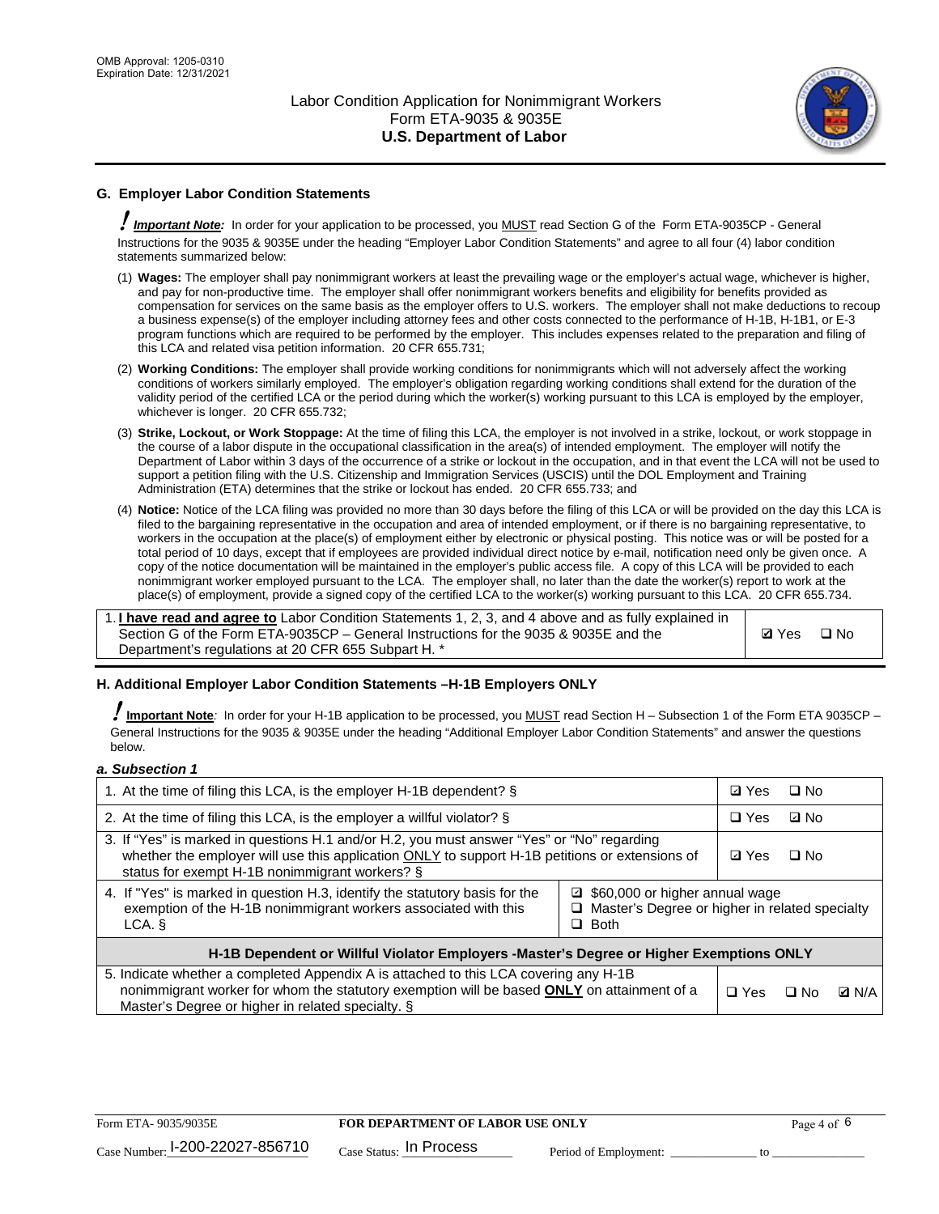## G. Employer Labor Condition Statements

**! *Important Note:*** In order for your application to be processed, you MUST read Section G of the Form ETA-9035CP - General Instructions for the 9035 & 9035E under the heading "Employer Labor Condition Statements" and agree to all four (4) labor condition statements summarized below:

(1) **Wages:** The employer shall pay nonimmigrant workers at least the prevailing wage or the employer's actual wage, whichever is higher, and pay for non-productive time. The employer shall offer nonimmigrant workers benefits and eligibility for benefits provided as compensation for services on the same basis as the employer offers to U.S. workers. The employer shall not make deductions to recoup a business expense(s) of the employer including attorney fees and other costs connected to the performance of H-1B, H-1B1, or E-3 program functions which are required to be performed by the employer. This includes expenses related to the preparation and filing of this LCA and related visa petition information. 20 CFR 655.731;

(2) **Working Conditions:** The employer shall provide working conditions for nonimmigrants which will not adversely affect the working conditions of workers similarly employed. The employer's obligation regarding working conditions shall extend for the duration of the validity period of the certified LCA or the period during which the worker(s) working pursuant to this LCA is employed by the employer, whichever is longer. 20 CFR 655.732;

(3) **Strike, Lockout, or Work Stoppage:** At the time of filing this LCA, the employer is not involved in a strike, lockout, or work stoppage in the course of a labor dispute in the occupational classification in the area(s) of intended employment. The employer will notify the Department of Labor within 3 days of the occurrence of a strike or lockout in the occupation, and in that event the LCA will not be used to support a petition filing with the U.S. Citizenship and Immigration Services (USCIS) until the DOL Employment and Training Administration (ETA) determines that the strike or lockout has ended. 20 CFR 655.733; and

(4) **Notice:** Notice of the LCA filing was provided no more than 30 days before the filing of this LCA or will be provided on the day this LCA is filed to the bargaining representative in the occupation and area of intended employment, or if there is no bargaining representative, to workers in the occupation at the place(s) of employment either by electronic or physical posting. This notice was or will be posted for a total period of 10 days, except that if employees are provided individual direct notice by e-mail, notification need only be given once. A copy of the notice documentation will be maintained in the employer's public access file. A copy of this LCA will be provided to each nonimmigrant worker employed pursuant to the LCA. The employer shall, no later than the date the worker(s) report to work at the place(s) of employment, provide a signed copy of the certified LCA to the worker(s) working pursuant to this LCA. 20 CFR 655.734.

| | |
|---|---|
| 1. **I have read and agree to** Labor Condition Statements 1, 2, 3, and 4 above and as fully explained in Section G of the Form ETA-9035CP – General Instructions for the 9035 & 9035E and the Department's regulations at 20 CFR 655 Subpart H. * | ☑ Yes ☐ No |

## H. Additional Employer Labor Condition Statements –H-1B Employers ONLY

**! Important Note***:* In order for your H-1B application to be processed, you MUST read Section H – Subsection 1 of the Form ETA 9035CP – General Instructions for the 9035 & 9035E under the heading "Additional Employer Labor Condition Statements" and answer the questions below.

***a. Subsection 1***

| | | |
|---|---|---|
| 1. At the time of filing this LCA, is the employer H-1B dependent? § | | ☑ Yes ☐ No |
| 2. At the time of filing this LCA, is the employer a willful violator? § | | ☐ Yes ☑ No |
| 3. If "Yes" is marked in questions H.1 and/or H.2, you must answer "Yes" or "No" regarding whether the employer will use this application ONLY to support H-1B petitions or extensions of status for exempt H-1B nonimmigrant workers? § | | ☑ Yes ☐ No |
| 4. If "Yes" is marked in question H.3, identify the statutory basis for the exemption of the H-1B nonimmigrant workers associated with this LCA. § | ☑ $60,000 or higher annual wage ☐ Master's Degree or higher in related specialty ☐ Both | |
| **H-1B Dependent or Willful Violator Employers -Master's Degree or Higher Exemptions ONLY** | | |
| 5. Indicate whether a completed Appendix A is attached to this LCA covering any H-1B nonimmigrant worker for whom the statutory exemption will be based **ONLY** on attainment of a Master's Degree or higher in related specialty. § | | ☐ Yes ☐ No ☑ N/A |

Form ETA- 9035/9035E **FOR DEPARTMENT OF LABOR USE ONLY**

Case Number: I-200-22027-856710 Case Status: In Process Period of Employment: ______________ to ______________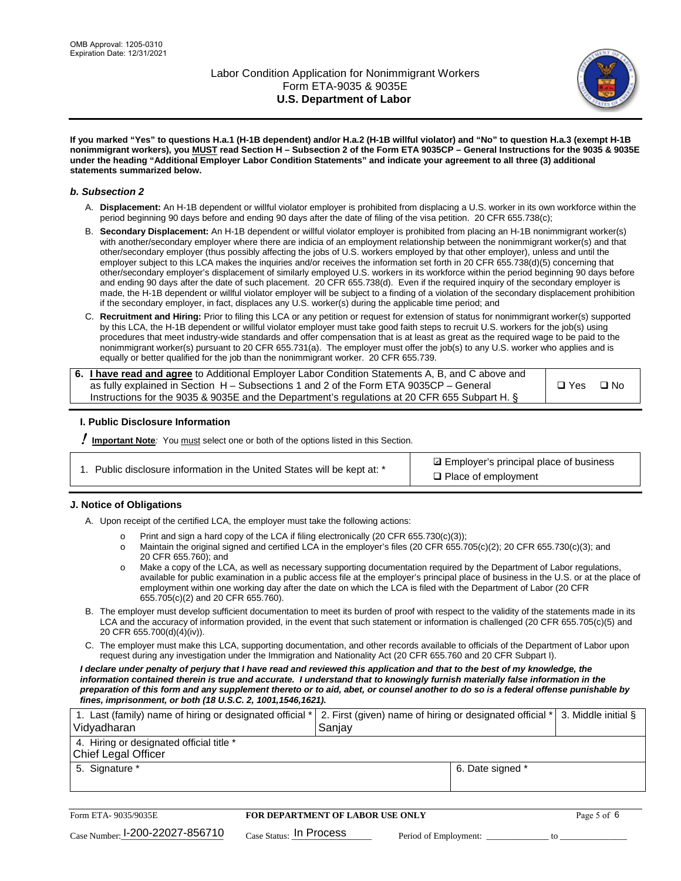**If you marked "Yes" to questions H.a.1 (H-1B dependent) and/or H.a.2 (H-1B willful violator) and "No" to question H.a.3 (exempt H-1B nonimmigrant workers), you MUST read Section H – Subsection 2 of the Form ETA 9035CP – General Instructions for the 9035 & 9035E under the heading "Additional Employer Labor Condition Statements" and indicate your agreement to all three (3) additional statements summarized below.**

### *b. Subsection 2*

A. **Displacement:** An H-1B dependent or willful violator employer is prohibited from displacing a U.S. worker in its own workforce within the period beginning 90 days before and ending 90 days after the date of filing of the visa petition. 20 CFR 655.738(c);

B. **Secondary Displacement:** An H-1B dependent or willful violator employer is prohibited from placing an H-1B nonimmigrant worker(s) with another/secondary employer where there are indicia of an employment relationship between the nonimmigrant worker(s) and that other/secondary employer (thus possibly affecting the jobs of U.S. workers employed by that other employer), unless and until the employer subject to this LCA makes the inquiries and/or receives the information set forth in 20 CFR 655.738(d)(5) concerning that other/secondary employer's displacement of similarly employed U.S. workers in its workforce within the period beginning 90 days before and ending 90 days after the date of such placement. 20 CFR 655.738(d). Even if the required inquiry of the secondary employer is made, the H-1B dependent or willful violator employer will be subject to a finding of a violation of the secondary displacement prohibition if the secondary employer, in fact, displaces any U.S. worker(s) during the applicable time period; and

C. **Recruitment and Hiring:** Prior to filing this LCA or any petition or request for extension of status for nonimmigrant worker(s) supported by this LCA, the H-1B dependent or willful violator employer must take good faith steps to recruit U.S. workers for the job(s) using procedures that meet industry-wide standards and offer compensation that is at least as great as the required wage to be paid to the nonimmigrant worker(s) pursuant to 20 CFR 655.731(a). The employer must offer the job(s) to any U.S. worker who applies and is equally or better qualified for the job than the nonimmigrant worker. 20 CFR 655.739.

| 6. **I have read and agree** to Additional Employer Labor Condition Statements A, B, and C above and as fully explained in Section H – Subsections 1 and 2 of the Form ETA 9035CP – General Instructions for the 9035 & 9035E and the Department's regulations at 20 CFR 655 Subpart H. § | ❑ Yes ❑ No |
|---|---|

### I. Public Disclosure Information

**! Important Note***:* You must select one or both of the options listed in this Section.

| 1. Public disclosure information in the United States will be kept at: * | ☑ Employer's principal place of business<br>❑ Place of employment |
|---|---|

### J. Notice of Obligations

A. Upon receipt of the certified LCA, the employer must take the following actions:

- o Print and sign a hard copy of the LCA if filing electronically (20 CFR 655.730(c)(3));
- o Maintain the original signed and certified LCA in the employer's files (20 CFR 655.705(c)(2); 20 CFR 655.730(c)(3); and 20 CFR 655.760); and
- o Make a copy of the LCA, as well as necessary supporting documentation required by the Department of Labor regulations, available for public examination in a public access file at the employer's principal place of business in the U.S. or at the place of employment within one working day after the date on which the LCA is filed with the Department of Labor (20 CFR 655.705(c)(2) and 20 CFR 655.760).

B. The employer must develop sufficient documentation to meet its burden of proof with respect to the validity of the statements made in its LCA and the accuracy of information provided, in the event that such statement or information is challenged (20 CFR 655.705(c)(5) and 20 CFR 655.700(d)(4)(iv)).

C. The employer must make this LCA, supporting documentation, and other records available to officials of the Department of Labor upon request during any investigation under the Immigration and Nationality Act (20 CFR 655.760 and 20 CFR Subpart I).

***I declare under penalty of perjury that I have read and reviewed this application and that to the best of my knowledge, the information contained therein is true and accurate. I understand that to knowingly furnish materially false information in the preparation of this form and any supplement thereto or to aid, abet, or counsel another to do so is a federal offense punishable by fines, imprisonment, or both (18 U.S.C. 2, 1001,1546,1621).***

| 1. Last (family) name of hiring or designated official * Vidyadharan | 2. First (given) name of hiring or designated official * Sanjay | 3. Middle initial § |
|---|---|---|
| 4. Hiring or designated official title * Chief Legal Officer | | |
| 5. Signature * | 6. Date signed * | |

| Form ETA- 9035/9035E | FOR DEPARTMENT OF LABOR USE ONLY | |
|---|---|---|
| Case Number: I-200-22027-856710 | Case Status: In Process | Period of Employment: _____________ to _____________ |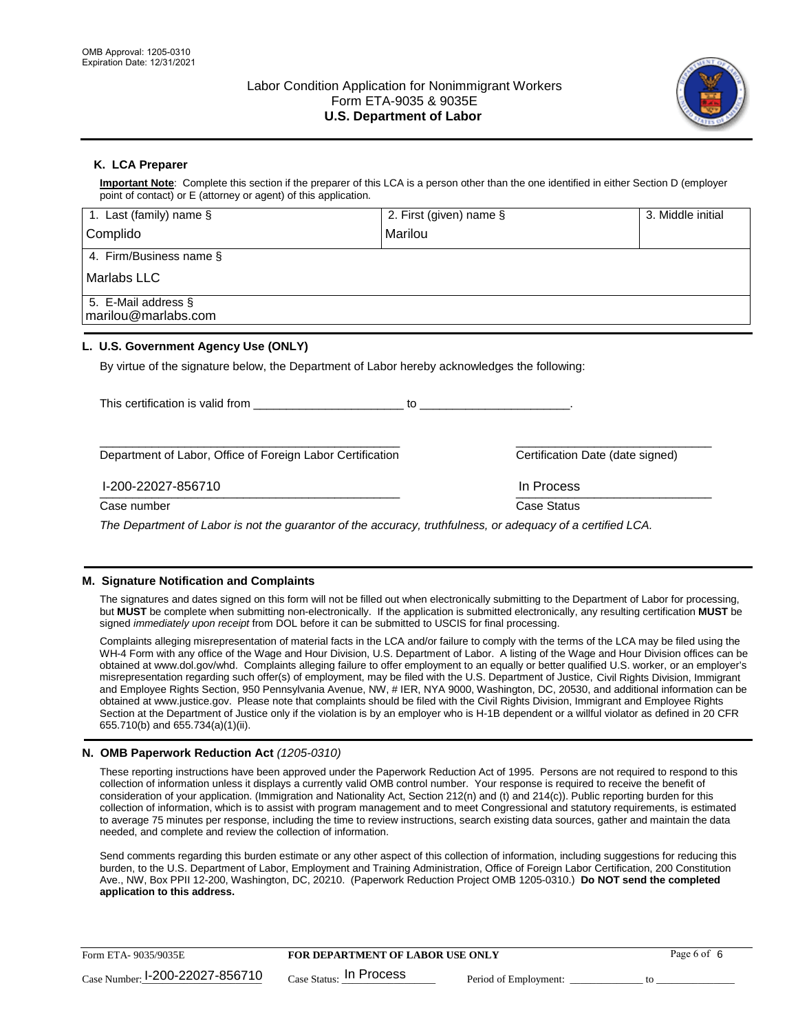OMB Approval: 1205-0310
Expiration Date: 12/31/2021

# Labor Condition Application for Nonimmigrant Workers
# Form ETA-9035 & 9035E
# U.S. Department of Labor

## K. LCA Preparer

**Important Note**: Complete this section if the preparer of this LCA is a person other than the one identified in either Section D (employer point of contact) or E (attorney or agent) of this application.

| 1. Last (family) name § | 2. First (given) name § | 3. Middle initial |
|---|---|---|
| Complido | Marilou | |
| 4. Firm/Business name § | | |
| Marlabs LLC | | |
| 5. E-Mail address § | | |
| marilou@marlabs.com | | |

## L. U.S. Government Agency Use (ONLY)

By virtue of the signature below, the Department of Labor hereby acknowledges the following:

This certification is valid from _______________________ to _______________________.

_______________________________________________ Department of Labor, Office of Foreign Labor Certification

_______________________________ Certification Date (date signed)

I-200-22027-856710
Case number

In Process
Case Status

*The Department of Labor is not the guarantor of the accuracy, truthfulness, or adequacy of a certified LCA.*

## M. Signature Notification and Complaints

The signatures and dates signed on this form will not be filled out when electronically submitting to the Department of Labor for processing, but **MUST** be complete when submitting non-electronically. If the application is submitted electronically, any resulting certification **MUST** be signed *immediately upon receipt* from DOL before it can be submitted to USCIS for final processing.

Complaints alleging misrepresentation of material facts in the LCA and/or failure to comply with the terms of the LCA may be filed using the WH-4 Form with any office of the Wage and Hour Division, U.S. Department of Labor. A listing of the Wage and Hour Division offices can be obtained at www.dol.gov/whd. Complaints alleging failure to offer employment to an equally or better qualified U.S. worker, or an employer's misrepresentation regarding such offer(s) of employment, may be filed with the U.S. Department of Justice, Civil Rights Division, Immigrant and Employee Rights Section, 950 Pennsylvania Avenue, NW, # IER, NYA 9000, Washington, DC, 20530, and additional information can be obtained at www.justice.gov. Please note that complaints should be filed with the Civil Rights Division, Immigrant and Employee Rights Section at the Department of Justice only if the violation is by an employer who is H-1B dependent or a willful violator as defined in 20 CFR 655.710(b) and 655.734(a)(1)(ii).

## N. OMB Paperwork Reduction Act *(1205-0310)*

These reporting instructions have been approved under the Paperwork Reduction Act of 1995. Persons are not required to respond to this collection of information unless it displays a currently valid OMB control number. Your response is required to receive the benefit of consideration of your application. (Immigration and Nationality Act, Section 212(n) and (t) and 214(c)). Public reporting burden for this collection of information, which is to assist with program management and to meet Congressional and statutory requirements, is estimated to average 75 minutes per response, including the time to review instructions, search existing data sources, gather and maintain the data needed, and complete and review the collection of information.

Send comments regarding this burden estimate or any other aspect of this collection of information, including suggestions for reducing this burden, to the U.S. Department of Labor, Employment and Training Administration, Office of Foreign Labor Certification, 200 Constitution Ave., NW, Box PPII 12-200, Washington, DC, 20210. (Paperwork Reduction Project OMB 1205-0310.) **Do NOT send the completed application to this address.**

Form ETA- 9035/9035E | **FOR DEPARTMENT OF LABOR USE ONLY**

Case Number: I-200-22027-856710 Case Status: In Process Period of Employment: _____________ to _____________